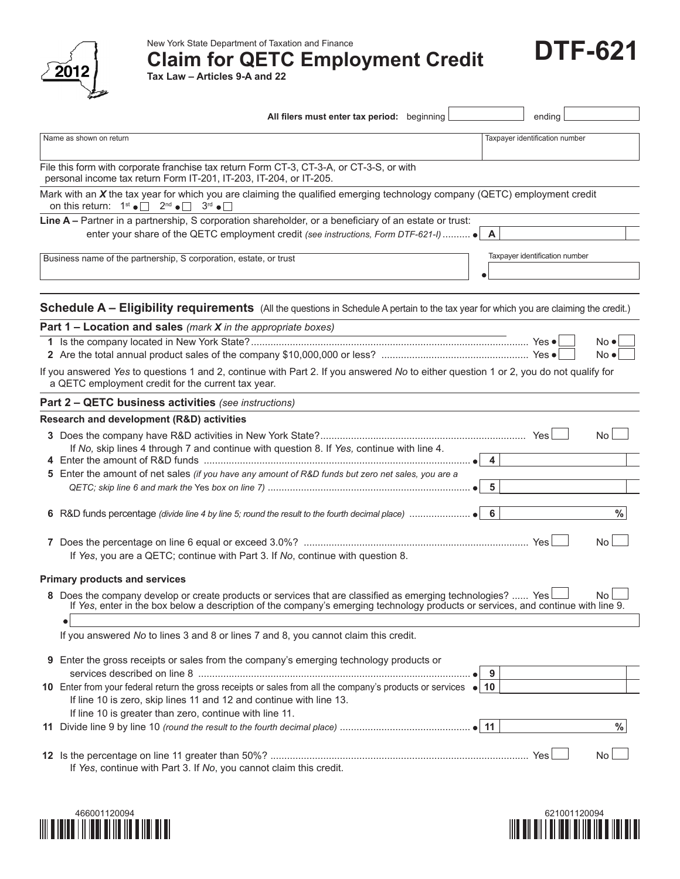2012

New York State Department of Taxation and Finance

# Claim for QETC Employment Credit

**Tax Law – Articles 9-A and 22**

# DTF-621

**All filers must enter tax period:** beginning ____________ ending ____________

| Name as shown on return | Taxpayer identification number |
|---|---|
| | |

File this form with corporate franchise tax return Form CT-3, CT-3-A, or CT-3-S, or with personal income tax return Form IT-201, IT-203, IT-204, or IT-205.

Mark with an ***X*** the tax year for which you are claiming the qualified emerging technology company (QETC) employment credit on this return: 1st ☐ 2nd ☐ 3rd ☐

**Line A –** Partner in a partnership, S corporation shareholder, or a beneficiary of an estate or trust: enter your share of the QETC employment credit *(see instructions, Form DTF-621-I)* .......... **A** ____________

| Business name of the partnership, S corporation, estate, or trust | Taxpayer identification number |
|---|---|
| | |

## Schedule A – Eligibility requirements (All the questions in Schedule A pertain to the tax year for which you are claiming the credit.)

### Part 1 – Location and sales *(mark **X** in the appropriate boxes)*

**1** Is the company located in New York State? .......... Yes ☐ No ☐

**2** Are the total annual product sales of the company $10,000,000 or less? .......... Yes ☐ No ☐

If you answered *Yes* to questions 1 and 2, continue with Part 2. If you answered *No* to either question 1 or 2, you do not qualify for a QETC employment credit for the current tax year.

### Part 2 – QETC business activities *(see instructions)*

**Research and development (R&D) activities**

**3** Does the company have R&D activities in New York State? .......... Yes ☐ No ☐
If *No,* skip lines 4 through 7 and continue with question 8. If *Yes,* continue with line 4.

**4** Enter the amount of R&D funds .......... **4** ____________

**5** Enter the amount of net sales *(if you have any amount of R&D funds but zero net sales, you are a QETC; skip line 6 and mark the* Yes *box on line 7)* .......... **5** ____________

**6** R&D funds percentage *(divide line 4 by line 5; round the result to the fourth decimal place)* .......... **6** ____________ %

**7** Does the percentage on line 6 equal or exceed 3.0%? .......... Yes ☐ No ☐
If *Yes*, you are a QETC; continue with Part 3. If *No*, continue with question 8.

**Primary products and services**

**8** Does the company develop or create products or services that are classified as emerging technologies? .......... Yes ☐ No ☐
If *Yes*, enter in the box below a description of the company's emerging technology products or services, and continue with line 9.

____________

If you answered *No* to lines 3 and 8 or lines 7 and 8, you cannot claim this credit.

**9** Enter the gross receipts or sales from the company's emerging technology products or services described on line 8 .......... **9** ____________

**10** Enter from your federal return the gross receipts or sales from all the company's products or services **10** ____________
If line 10 is zero, skip lines 11 and 12 and continue with line 13.
If line 10 is greater than zero, continue with line 11.

**11** Divide line 9 by line 10 *(round the result to the fourth decimal place)* .......... **11** ____________ %

**12** Is the percentage on line 11 greater than 50%? .......... Yes ☐ No ☐
If *Yes*, continue with Part 3. If *No*, you cannot claim this credit.

466001120094

621001120094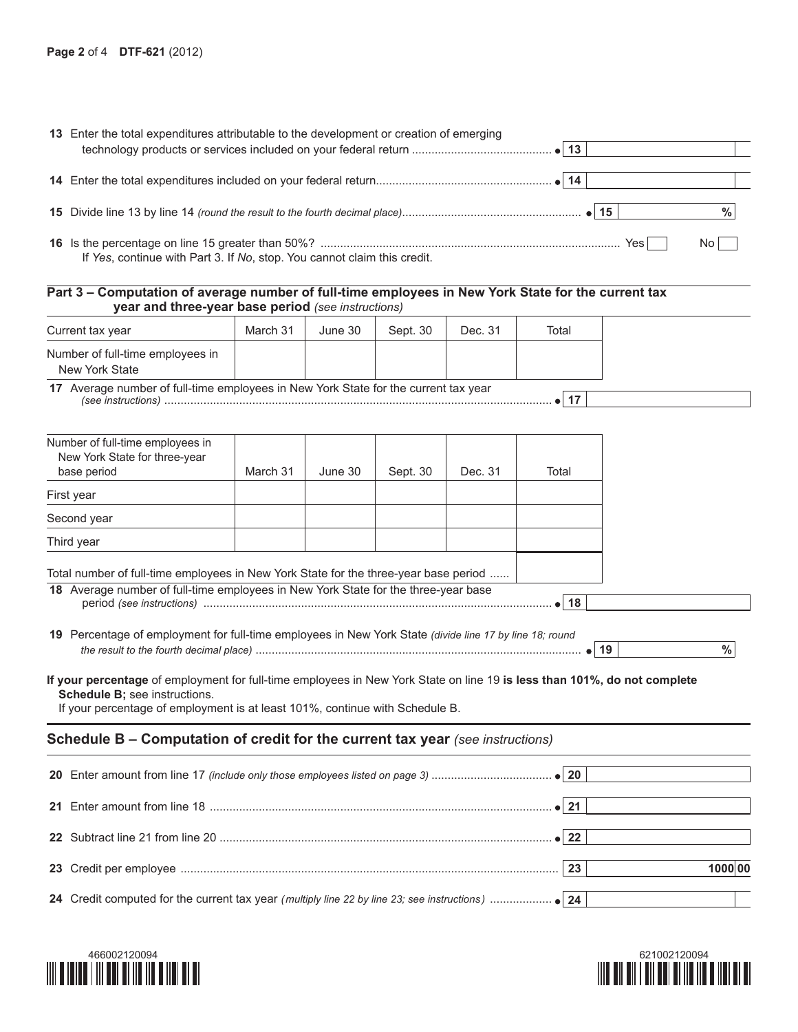**13** Enter the total expenditures attributable to the development or creation of emerging technology products or services included on your federal return .......................................... • **13** ______

**14** Enter the total expenditures included on your federal return..................................................... • **14** ______

**15** Divide line 13 by line 14 *(round the result to the fourth decimal place)*...................................................... • **15** ______ %

**16** Is the percentage on line 15 greater than 50%? .......................................................................................... Yes ☐ No ☐
If *Yes*, continue with Part 3. If *No*, stop. You cannot claim this credit.

## Part 3 – Computation of average number of full-time employees in New York State for the current tax year and three-year base period *(see instructions)*

| Current tax year | March 31 | June 30 | Sept. 30 | Dec. 31 | Total |
|---|---|---|---|---|---|
| Number of full-time employees in New York State | | | | | |

**17** Average number of full-time employees in New York State for the current tax year *(see instructions)* ...................................................................................................................... • **17** ______

| Number of full-time employees in New York State for three-year base period | March 31 | June 30 | Sept. 30 | Dec. 31 | Total |
|---|---|---|---|---|---|
| First year | | | | | |
| Second year | | | | | |
| Third year | | | | | |
| Total number of full-time employees in New York State for the three-year base period ...... | | | | | |

**18** Average number of full-time employees in New York State for the three-year base period *(see instructions)* .......................................................................................................... • **18** ______

**19** Percentage of employment for full-time employees in New York State *(divide line 17 by line 18; round the result to the fourth decimal place)* .................................................................................................... • **19** ______ %

**If your percentage** of employment for full-time employees in New York State on line 19 **is less than 101%, do not complete Schedule B;** see instructions.
If your percentage of employment is at least 101%, continue with Schedule B.

## Schedule B – Computation of credit for the current tax year *(see instructions)*

**20** Enter amount from line 17 *(include only those employees listed on page 3)* .................................... • **20** ______

**21** Enter amount from line 18 ........................................................................................................ • **21** ______

**22** Subtract line 21 from line 20 ..................................................................................................... • **22** ______

**23** Credit per employee .................................................................................................................. **23** 1000 00

**24** Credit computed for the current tax year *(multiply line 22 by line 23; see instructions)* .................. • **24** ______

466002120094

621002120094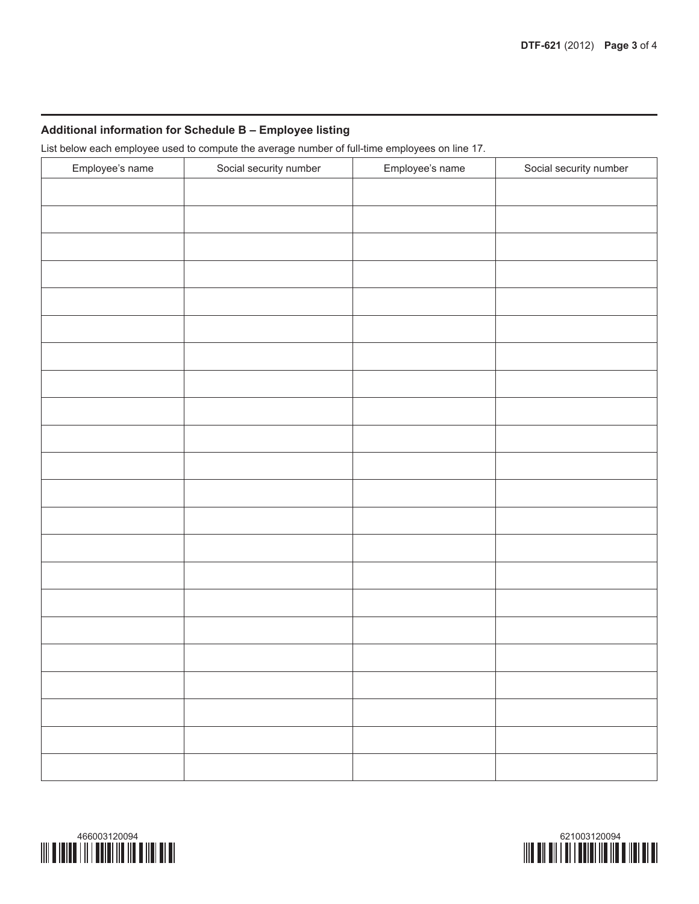## Additional information for Schedule B – Employee listing

List below each employee used to compute the average number of full-time employees on line 17.

| Employee's name | Social security number | Employee's name | Social security number |
|---|---|---|---|
| | | | |
| | | | |
| | | | |
| | | | |
| | | | |
| | | | |
| | | | |
| | | | |
| | | | |
| | | | |
| | | | |
| | | | |
| | | | |
| | | | |
| | | | |
| | | | |
| | | | |
| | | | |
| | | | |
| | | | |
| | | | |
| | | | |

466003120094

621003120094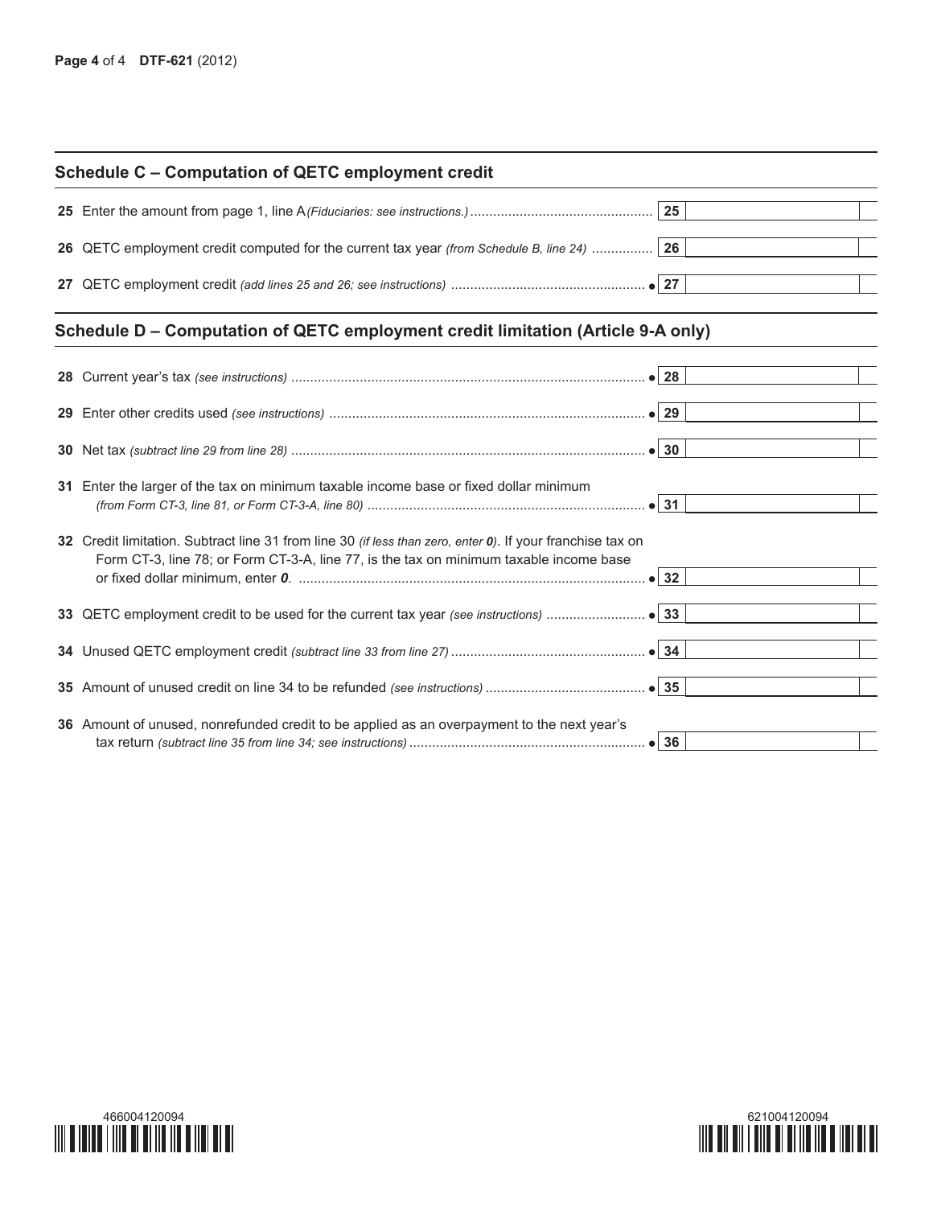## Schedule C – Computation of QETC employment credit

| | | |
|---|---|---|
| **25** Enter the amount from page 1, line A *(Fiduciaries: see instructions.)* | **25** | |
| **26** QETC employment credit computed for the current tax year *(from Schedule B, line 24)* | **26** | |
| **27** QETC employment credit *(add lines 25 and 26; see instructions)* | • **27** | |

## Schedule D – Computation of QETC employment credit limitation (Article 9-A only)

| | | |
|---|---|---|
| **28** Current year's tax *(see instructions)* | • **28** | |
| **29** Enter other credits used *(see instructions)* | • **29** | |
| **30** Net tax *(subtract line 29 from line 28)* | • **30** | |
| **31** Enter the larger of the tax on minimum taxable income base or fixed dollar minimum *(from Form CT-3, line 81, or Form CT-3-A, line 80)* | • **31** | |
| **32** Credit limitation. Subtract line 31 from line 30 *(if less than zero, enter* ***0****)*. If your franchise tax on Form CT-3, line 78; or Form CT-3-A, line 77, is the tax on minimum taxable income base or fixed dollar minimum, enter ***0***. | • **32** | |
| **33** QETC employment credit to be used for the current tax year *(see instructions)* | • **33** | |
| **34** Unused QETC employment credit *(subtract line 33 from line 27)* | • **34** | |
| **35** Amount of unused credit on line 34 to be refunded *(see instructions)* | • **35** | |
| **36** Amount of unused, nonrefunded credit to be applied as an overpayment to the next year's tax return *(subtract line 35 from line 34; see instructions)* | • **36** | |

466004120094

621004120094